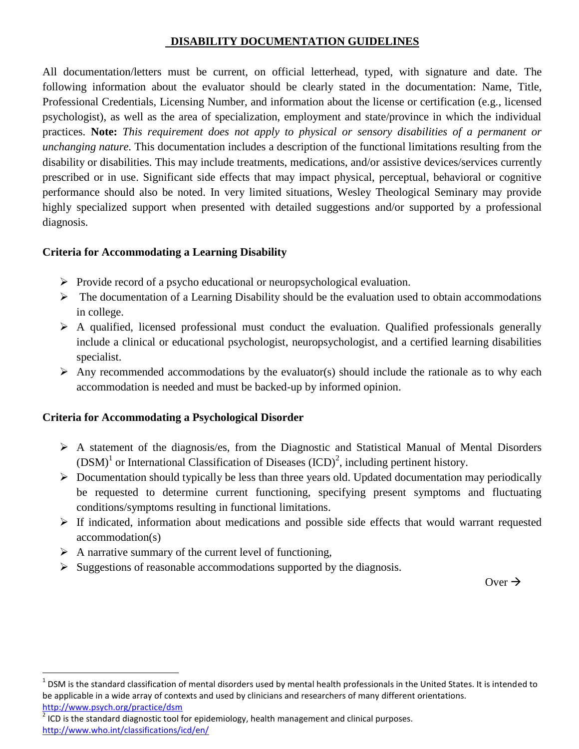# DISABILITY DOCUMENTATION GUIDELINES

All documentation/letters must be current, on official letterhead, typed, with signature and date. The following information about the evaluator should be clearly stated in the documentation: Name, Title, Professional Credentials, Licensing Number, and information about the license or certification (e.g., licensed psychologist), as well as the area of specialization, employment and state/province in which the individual practices. **Note:** *This requirement does not apply to physical or sensory disabilities of a permanent or unchanging nature.* This documentation includes a description of the functional limitations resulting from the disability or disabilities. This may include treatments, medications, and/or assistive devices/services currently prescribed or in use. Significant side effects that may impact physical, perceptual, behavioral or cognitive performance should also be noted. In very limited situations, Wesley Theological Seminary may provide highly specialized support when presented with detailed suggestions and/or supported by a professional diagnosis.

## Criteria for Accommodating a Learning Disability

- Provide record of a psycho educational or neuropsychological evaluation.
- The documentation of a Learning Disability should be the evaluation used to obtain accommodations in college.
- A qualified, licensed professional must conduct the evaluation. Qualified professionals generally include a clinical or educational psychologist, neuropsychologist, and a certified learning disabilities specialist.
- Any recommended accommodations by the evaluator(s) should include the rationale as to why each accommodation is needed and must be backed-up by informed opinion.

## Criteria for Accommodating a Psychological Disorder

- A statement of the diagnosis/es, from the Diagnostic and Statistical Manual of Mental Disorders (DSM)[1] or International Classification of Diseases (ICD)[2], including pertinent history.
- Documentation should typically be less than three years old. Updated documentation may periodically be requested to determine current functioning, specifying present symptoms and fluctuating conditions/symptoms resulting in functional limitations.
- If indicated, information about medications and possible side effects that would warrant requested accommodation(s)
- A narrative summary of the current level of functioning,
- Suggestions of reasonable accommodations supported by the diagnosis.

Over →

---

[1] DSM is the standard classification of mental disorders used by mental health professionals in the United States. It is intended to be applicable in a wide array of contexts and used by clinicians and researchers of many different orientations. http://www.psych.org/practice/dsm

[2] ICD is the standard diagnostic tool for epidemiology, health management and clinical purposes. http://www.who.int/classifications/icd/en/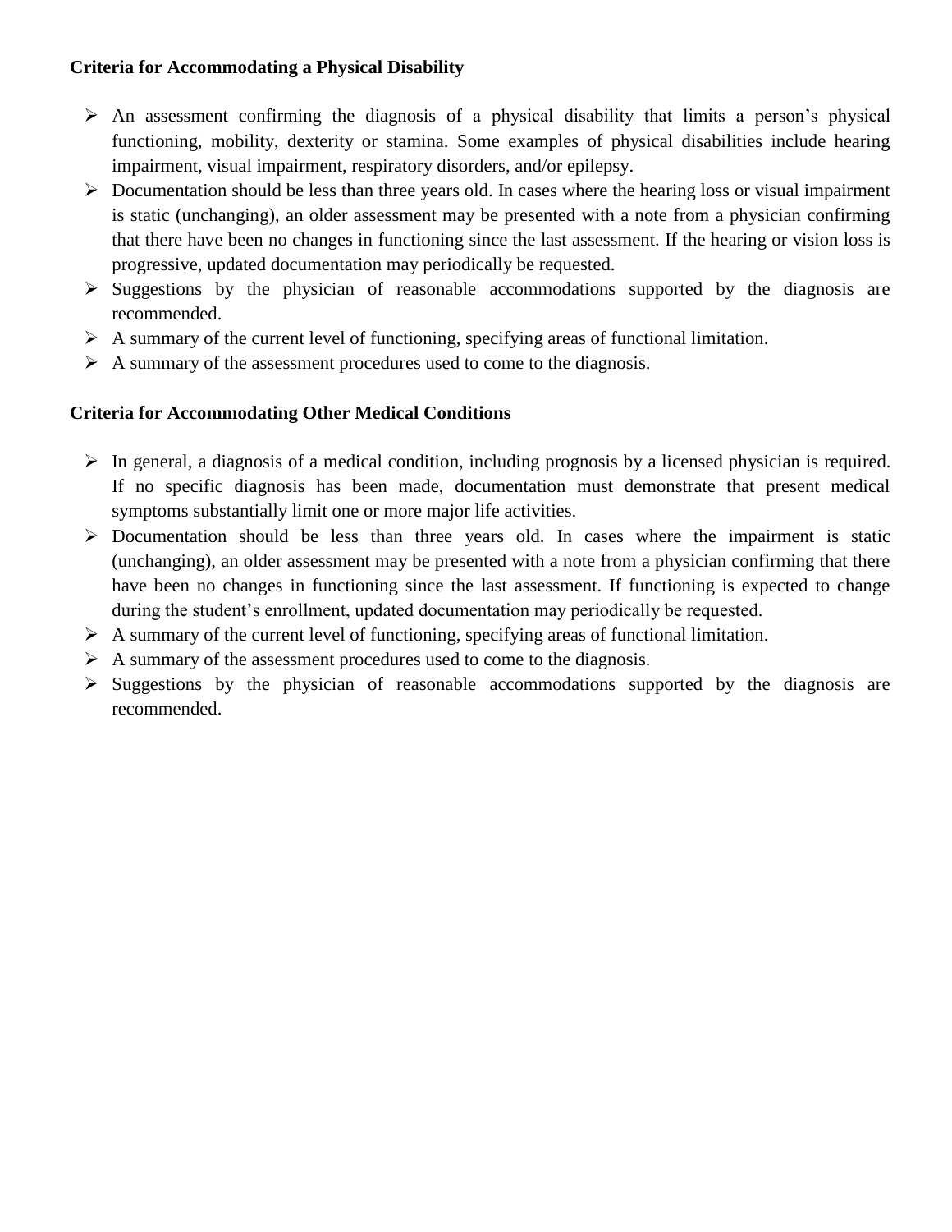**Criteria for Accommodating a Physical Disability**

- An assessment confirming the diagnosis of a physical disability that limits a person's physical functioning, mobility, dexterity or stamina. Some examples of physical disabilities include hearing impairment, visual impairment, respiratory disorders, and/or epilepsy.
- Documentation should be less than three years old. In cases where the hearing loss or visual impairment is static (unchanging), an older assessment may be presented with a note from a physician confirming that there have been no changes in functioning since the last assessment. If the hearing or vision loss is progressive, updated documentation may periodically be requested.
- Suggestions by the physician of reasonable accommodations supported by the diagnosis are recommended.
- A summary of the current level of functioning, specifying areas of functional limitation.
- A summary of the assessment procedures used to come to the diagnosis.

**Criteria for Accommodating Other Medical Conditions**

- In general, a diagnosis of a medical condition, including prognosis by a licensed physician is required. If no specific diagnosis has been made, documentation must demonstrate that present medical symptoms substantially limit one or more major life activities.
- Documentation should be less than three years old. In cases where the impairment is static (unchanging), an older assessment may be presented with a note from a physician confirming that there have been no changes in functioning since the last assessment. If functioning is expected to change during the student's enrollment, updated documentation may periodically be requested.
- A summary of the current level of functioning, specifying areas of functional limitation.
- A summary of the assessment procedures used to come to the diagnosis.
- Suggestions by the physician of reasonable accommodations supported by the diagnosis are recommended.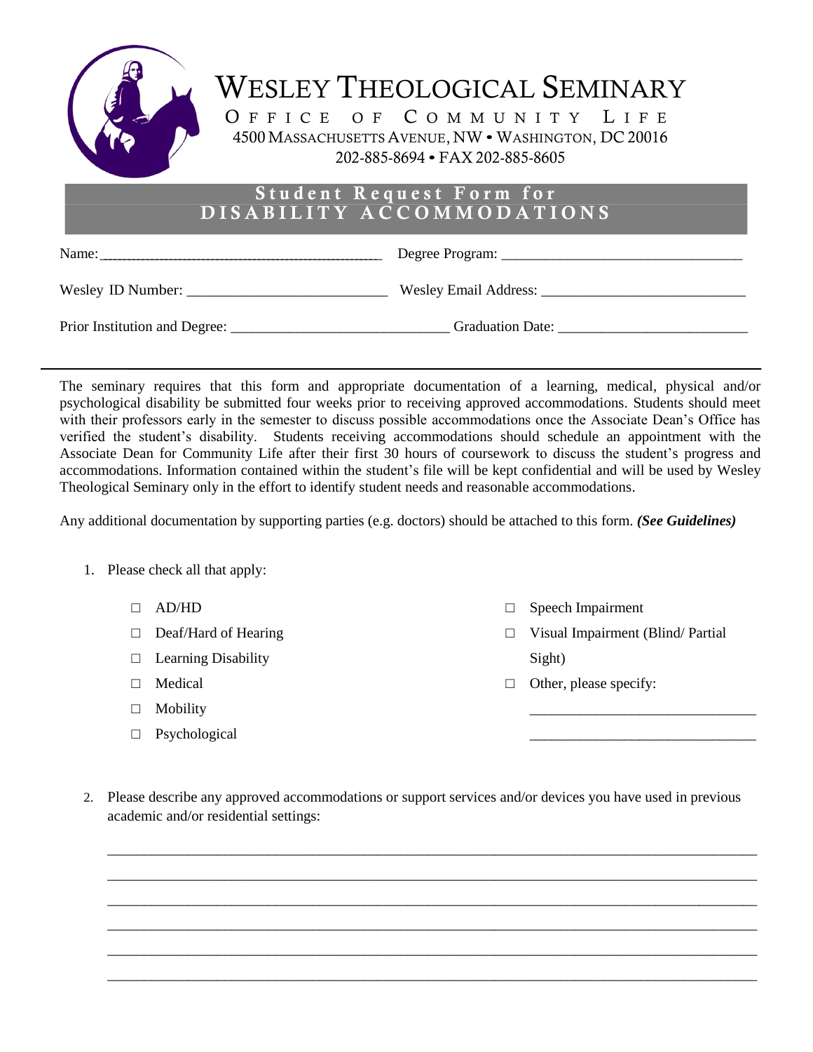# WESLEY THEOLOGICAL SEMINARY

OFFICE OF COMMUNITY LIFE

4500 MASSACHUSETTS AVENUE, NW • WASHINGTON, DC 20016

202-885-8694 • FAX 202-885-8605

## Student Request Form for DISABILITY ACCOMMODATIONS

Name:______________________________________________ Degree Program: ________________________________

Wesley ID Number: ___________________________ Wesley Email Address: ____________________________

Prior Institution and Degree: ______________________________ Graduation Date: __________________________

---

The seminary requires that this form and appropriate documentation of a learning, medical, physical and/or psychological disability be submitted four weeks prior to receiving approved accommodations. Students should meet with their professors early in the semester to discuss possible accommodations once the Associate Dean's Office has verified the student's disability. Students receiving accommodations should schedule an appointment with the Associate Dean for Community Life after their first 30 hours of coursework to discuss the student's progress and accommodations. Information contained within the student's file will be kept confidential and will be used by Wesley Theological Seminary only in the effort to identify student needs and reasonable accommodations.

Any additional documentation by supporting parties (e.g. doctors) should be attached to this form. ***(See Guidelines)***

1. Please check all that apply:

   - ☐ AD/HD
   - ☐ Deaf/Hard of Hearing
   - ☐ Learning Disability
   - ☐ Medical
   - ☐ Mobility
   - ☐ Psychological
   - ☐ Speech Impairment
   - ☐ Visual Impairment (Blind/ Partial Sight)
   - ☐ Other, please specify:

     _______________________________

     _______________________________

2. Please describe any approved accommodations or support services and/or devices you have used in previous academic and/or residential settings:

   ________________________________________________________________________________________

   ________________________________________________________________________________________

   ________________________________________________________________________________________

   ________________________________________________________________________________________

   ________________________________________________________________________________________

   ________________________________________________________________________________________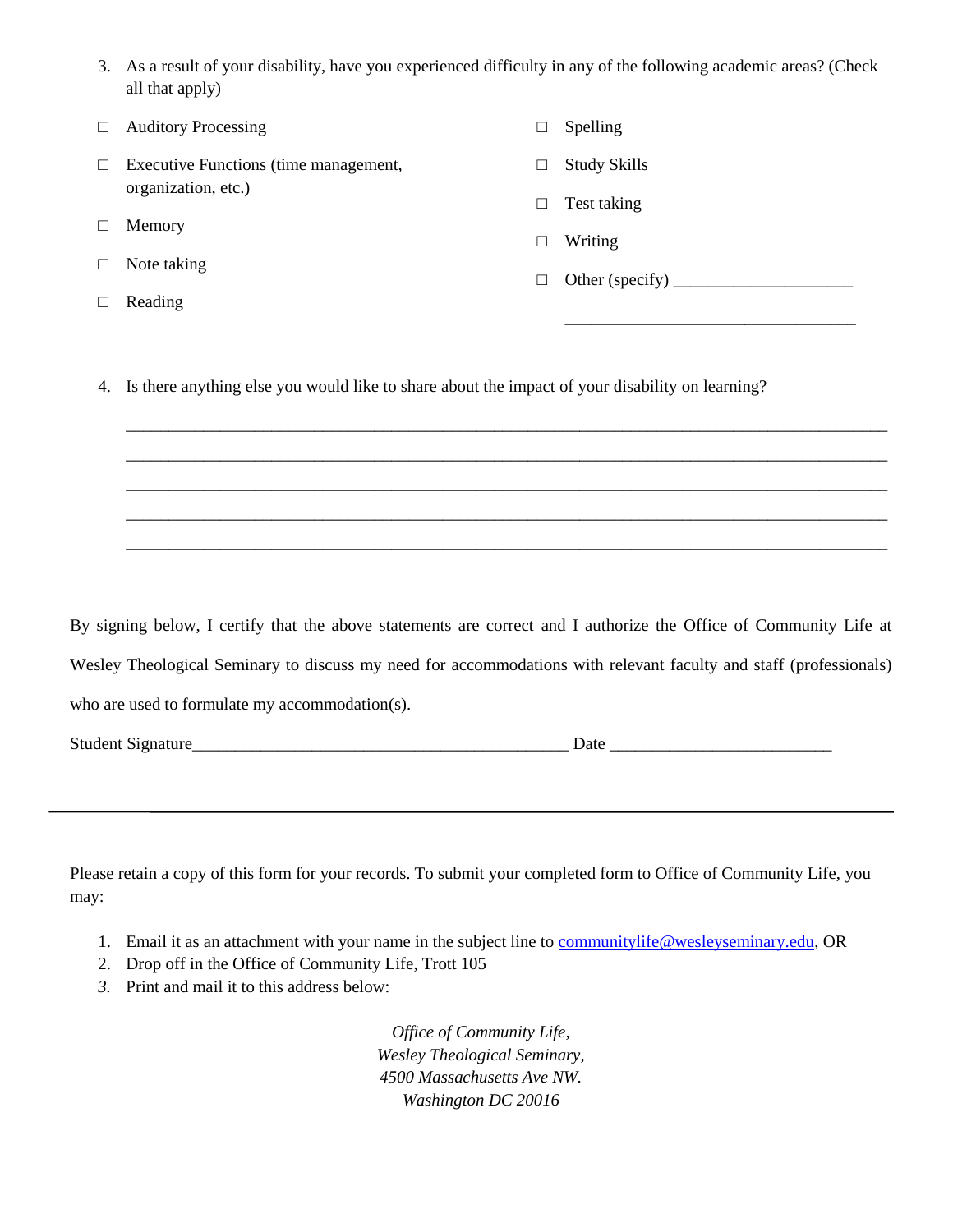3. As a result of your disability, have you experienced difficulty in any of the following academic areas? (Check all that apply)

- ☐ Auditory Processing
- ☐ Executive Functions (time management, organization, etc.)
- ☐ Memory
- ☐ Note taking
- ☐ Reading
- ☐ Spelling
- ☐ Study Skills
- ☐ Test taking
- ☐ Writing
- ☐ Other (specify) ____________________

  ________________________________

4. Is there anything else you would like to share about the impact of your disability on learning?

________________________________________________________________________________

________________________________________________________________________________

________________________________________________________________________________

________________________________________________________________________________

________________________________________________________________________________

By signing below, I certify that the above statements are correct and I authorize the Office of Community Life at Wesley Theological Seminary to discuss my need for accommodations with relevant faculty and staff (professionals) who are used to formulate my accommodation(s).

Student Signature__________________________________________ Date ________________________

---

Please retain a copy of this form for your records. To submit your completed form to Office of Community Life, you may:

1. Email it as an attachment with your name in the subject line to communitylife@wesleyseminary.edu, OR
2. Drop off in the Office of Community Life, Trott 105
3. Print and mail it to this address below:

*Office of Community Life,*
*Wesley Theological Seminary,*
*4500 Massachusetts Ave NW.*
*Washington DC 20016*